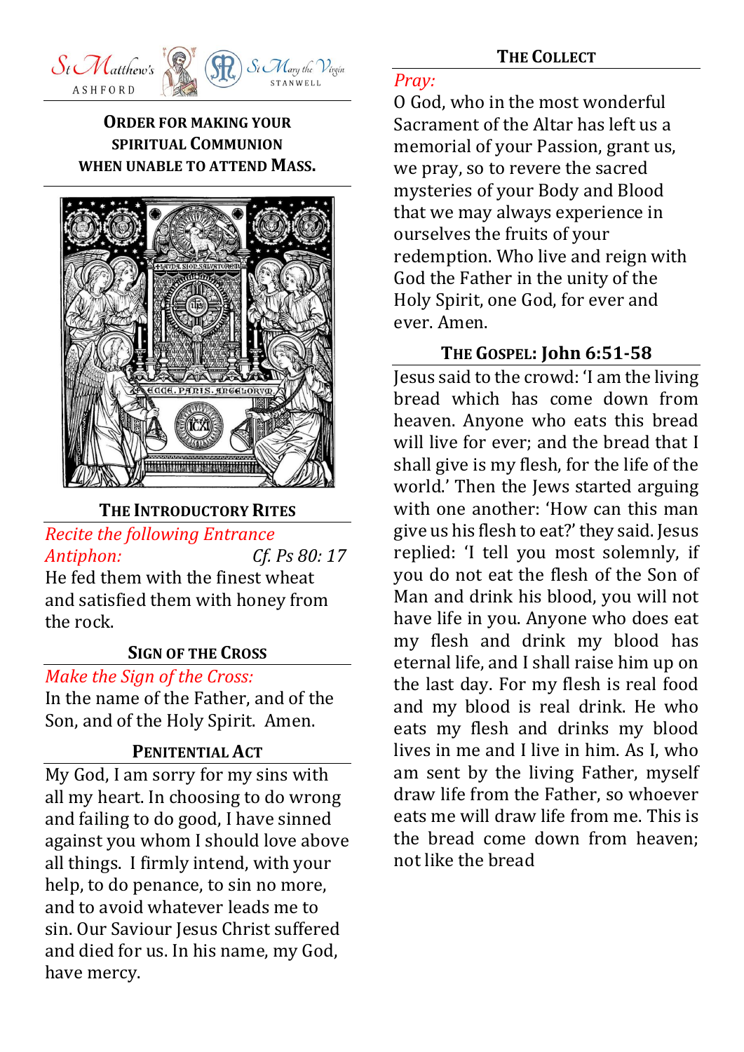St Matthew's ASHFORD — St Mary the Virgin STANWELL

## ORDER FOR MAKING YOUR SPIRITUAL COMMUNION WHEN UNABLE TO ATTEND MASS.

### THE INTRODUCTORY RITES

*Recite the following Entrance Antiphon:* *Cf. Ps 80: 17*

He fed them with the finest wheat and satisfied them with honey from the rock.

### SIGN OF THE CROSS

*Make the Sign of the Cross:*

In the name of the Father, and of the Son, and of the Holy Spirit. Amen.

### PENITENTIAL ACT

My God, I am sorry for my sins with all my heart. In choosing to do wrong and failing to do good, I have sinned against you whom I should love above all things. I firmly intend, with your help, to do penance, to sin no more, and to avoid whatever leads me to sin. Our Saviour Jesus Christ suffered and died for us. In his name, my God, have mercy.

### THE COLLECT

*Pray:*

O God, who in the most wonderful Sacrament of the Altar has left us a memorial of your Passion, grant us, we pray, so to revere the sacred mysteries of your Body and Blood that we may always experience in ourselves the fruits of your redemption. Who live and reign with God the Father in the unity of the Holy Spirit, one God, for ever and ever. Amen.

### THE GOSPEL: John 6:51-58

Jesus said to the crowd: 'I am the living bread which has come down from heaven. Anyone who eats this bread will live for ever; and the bread that I shall give is my flesh, for the life of the world.' Then the Jews started arguing with one another: 'How can this man give us his flesh to eat?' they said. Jesus replied: 'I tell you most solemnly, if you do not eat the flesh of the Son of Man and drink his blood, you will not have life in you. Anyone who does eat my flesh and drink my blood has eternal life, and I shall raise him up on the last day. For my flesh is real food and my blood is real drink. He who eats my flesh and drinks my blood lives in me and I live in him. As I, who am sent by the living Father, myself draw life from the Father, so whoever eats me will draw life from me. This is the bread come down from heaven; not like the bread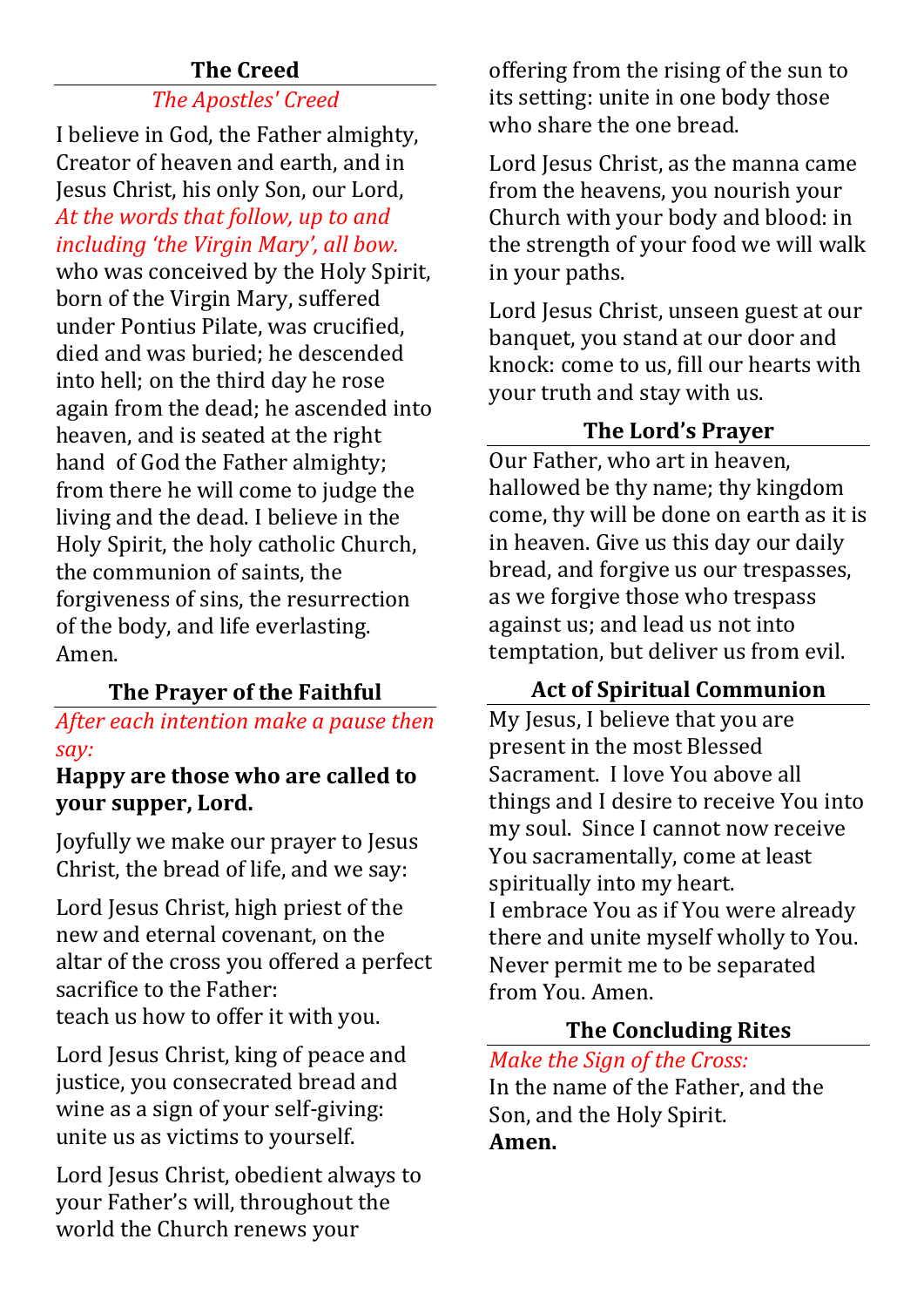## The Creed

*The Apostles' Creed*

I believe in God, the Father almighty, Creator of heaven and earth, and in Jesus Christ, his only Son, our Lord, *At the words that follow, up to and including 'the Virgin Mary', all bow.* who was conceived by the Holy Spirit, born of the Virgin Mary, suffered under Pontius Pilate, was crucified, died and was buried; he descended into hell; on the third day he rose again from the dead; he ascended into heaven, and is seated at the right hand of God the Father almighty; from there he will come to judge the living and the dead. I believe in the Holy Spirit, the holy catholic Church, the communion of saints, the forgiveness of sins, the resurrection of the body, and life everlasting. Amen.

## The Prayer of the Faithful

*After each intention make a pause then say:*

**Happy are those who are called to your supper, Lord.**

Joyfully we make our prayer to Jesus Christ, the bread of life, and we say:

Lord Jesus Christ, high priest of the new and eternal covenant, on the altar of the cross you offered a perfect sacrifice to the Father:
teach us how to offer it with you.

Lord Jesus Christ, king of peace and justice, you consecrated bread and wine as a sign of your self-giving: unite us as victims to yourself.

Lord Jesus Christ, obedient always to your Father's will, throughout the world the Church renews your offering from the rising of the sun to its setting: unite in one body those who share the one bread.

Lord Jesus Christ, as the manna came from the heavens, you nourish your Church with your body and blood: in the strength of your food we will walk in your paths.

Lord Jesus Christ, unseen guest at our banquet, you stand at our door and knock: come to us, fill our hearts with your truth and stay with us.

## The Lord's Prayer

Our Father, who art in heaven, hallowed be thy name; thy kingdom come, thy will be done on earth as it is in heaven. Give us this day our daily bread, and forgive us our trespasses, as we forgive those who trespass against us; and lead us not into temptation, but deliver us from evil.

## Act of Spiritual Communion

My Jesus, I believe that you are present in the most Blessed Sacrament. I love You above all things and I desire to receive You into my soul. Since I cannot now receive You sacramentally, come at least spiritually into my heart.
I embrace You as if You were already there and unite myself wholly to You. Never permit me to be separated from You. Amen.

## The Concluding Rites

*Make the Sign of the Cross:*

In the name of the Father, and the Son, and the Holy Spirit.
**Amen.**